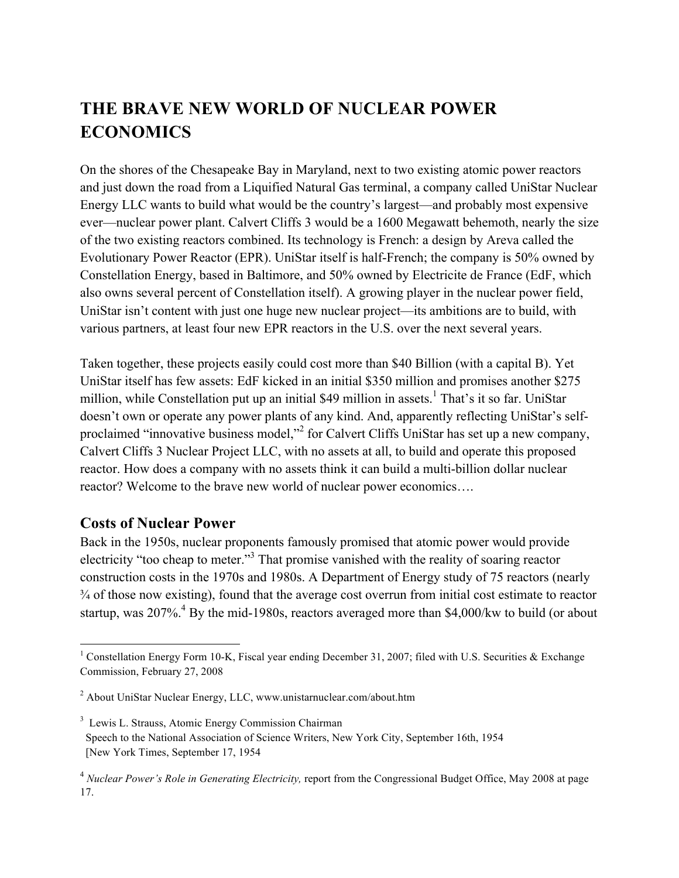# THE BRAVE NEW WORLD OF NUCLEAR POWER ECONOMICS

On the shores of the Chesapeake Bay in Maryland, next to two existing atomic power reactors and just down the road from a Liquified Natural Gas terminal, a company called UniStar Nuclear Energy LLC wants to build what would be the country's largest—and probably most expensive ever—nuclear power plant. Calvert Cliffs 3 would be a 1600 Megawatt behemoth, nearly the size of the two existing reactors combined. Its technology is French: a design by Areva called the Evolutionary Power Reactor (EPR). UniStar itself is half-French; the company is 50% owned by Constellation Energy, based in Baltimore, and 50% owned by Electricite de France (EdF, which also owns several percent of Constellation itself). A growing player in the nuclear power field, UniStar isn't content with just one huge new nuclear project—its ambitions are to build, with various partners, at least four new EPR reactors in the U.S. over the next several years.

Taken together, these projects easily could cost more than $40 Billion (with a capital B). Yet UniStar itself has few assets: EdF kicked in an initial $350 million and promises another $275 million, while Constellation put up an initial $49 million in assets.[1] That's it so far. UniStar doesn't own or operate any power plants of any kind. And, apparently reflecting UniStar's self-proclaimed "innovative business model,"[2] for Calvert Cliffs UniStar has set up a new company, Calvert Cliffs 3 Nuclear Project LLC, with no assets at all, to build and operate this proposed reactor. How does a company with no assets think it can build a multi-billion dollar nuclear reactor? Welcome to the brave new world of nuclear power economics….

## Costs of Nuclear Power

Back in the 1950s, nuclear proponents famously promised that atomic power would provide electricity "too cheap to meter."[3] That promise vanished with the reality of soaring reactor construction costs in the 1970s and 1980s. A Department of Energy study of 75 reactors (nearly ¾ of those now existing), found that the average cost overrun from initial cost estimate to reactor startup, was 207%.[4] By the mid-1980s, reactors averaged more than $4,000/kw to build (or about

---

[1] Constellation Energy Form 10-K, Fiscal year ending December 31, 2007; filed with U.S. Securities & Exchange Commission, February 27, 2008

[2] About UniStar Nuclear Energy, LLC, www.unistarnuclear.com/about.htm

[3] Lewis L. Strauss, Atomic Energy Commission Chairman
Speech to the National Association of Science Writers, New York City, September 16th, 1954
[New York Times, September 17, 1954

[4] *Nuclear Power's Role in Generating Electricity,* report from the Congressional Budget Office, May 2008 at page 17.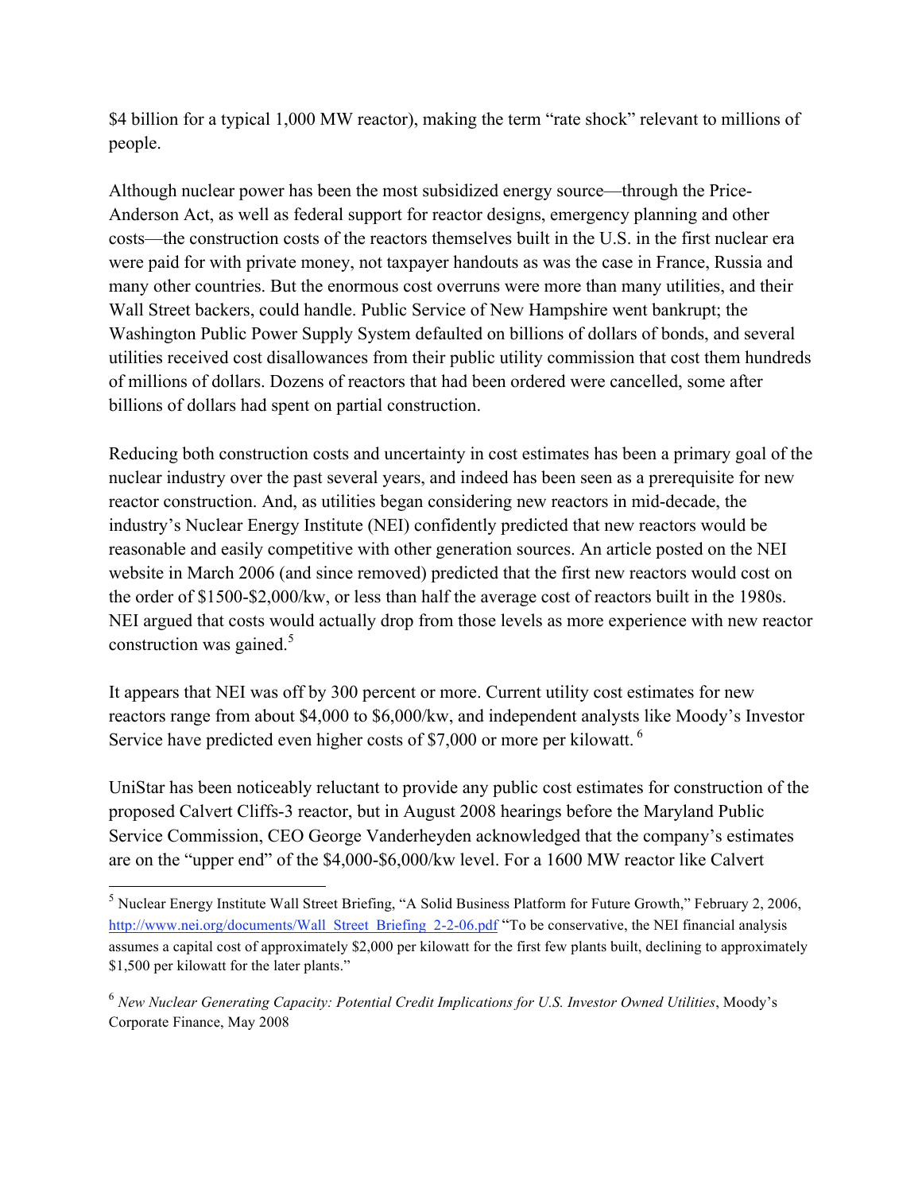$4 billion for a typical 1,000 MW reactor), making the term "rate shock" relevant to millions of people.

Although nuclear power has been the most subsidized energy source—through the Price-Anderson Act, as well as federal support for reactor designs, emergency planning and other costs—the construction costs of the reactors themselves built in the U.S. in the first nuclear era were paid for with private money, not taxpayer handouts as was the case in France, Russia and many other countries. But the enormous cost overruns were more than many utilities, and their Wall Street backers, could handle. Public Service of New Hampshire went bankrupt; the Washington Public Power Supply System defaulted on billions of dollars of bonds, and several utilities received cost disallowances from their public utility commission that cost them hundreds of millions of dollars. Dozens of reactors that had been ordered were cancelled, some after billions of dollars had spent on partial construction.

Reducing both construction costs and uncertainty in cost estimates has been a primary goal of the nuclear industry over the past several years, and indeed has been seen as a prerequisite for new reactor construction. And, as utilities began considering new reactors in mid-decade, the industry's Nuclear Energy Institute (NEI) confidently predicted that new reactors would be reasonable and easily competitive with other generation sources. An article posted on the NEI website in March 2006 (and since removed) predicted that the first new reactors would cost on the order of $1500-$2,000/kw, or less than half the average cost of reactors built in the 1980s. NEI argued that costs would actually drop from those levels as more experience with new reactor construction was gained.[5]

It appears that NEI was off by 300 percent or more. Current utility cost estimates for new reactors range from about $4,000 to $6,000/kw, and independent analysts like Moody's Investor Service have predicted even higher costs of $7,000 or more per kilowatt.[6]

UniStar has been noticeably reluctant to provide any public cost estimates for construction of the proposed Calvert Cliffs-3 reactor, but in August 2008 hearings before the Maryland Public Service Commission, CEO George Vanderheyden acknowledged that the company's estimates are on the "upper end" of the $4,000-$6,000/kw level. For a 1600 MW reactor like Calvert

---

[5] Nuclear Energy Institute Wall Street Briefing, "A Solid Business Platform for Future Growth," February 2, 2006, http://www.nei.org/documents/Wall_Street_Briefing_2-2-06.pdf "To be conservative, the NEI financial analysis assumes a capital cost of approximately $2,000 per kilowatt for the first few plants built, declining to approximately $1,500 per kilowatt for the later plants."

[6] *New Nuclear Generating Capacity: Potential Credit Implications for U.S. Investor Owned Utilities*, Moody's Corporate Finance, May 2008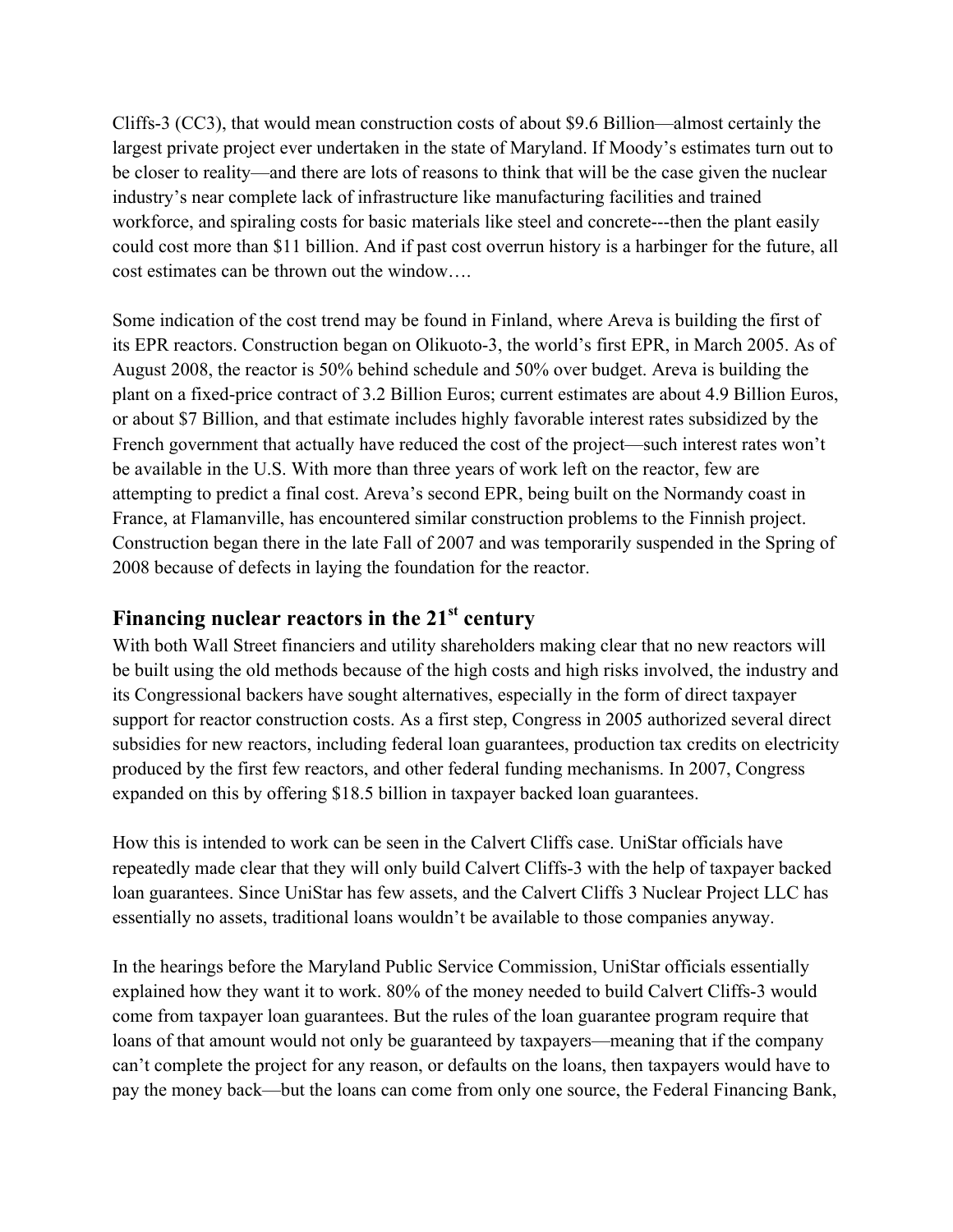Cliffs-3 (CC3), that would mean construction costs of about $9.6 Billion—almost certainly the largest private project ever undertaken in the state of Maryland. If Moody's estimates turn out to be closer to reality—and there are lots of reasons to think that will be the case given the nuclear industry's near complete lack of infrastructure like manufacturing facilities and trained workforce, and spiraling costs for basic materials like steel and concrete---then the plant easily could cost more than $11 billion. And if past cost overrun history is a harbinger for the future, all cost estimates can be thrown out the window….

Some indication of the cost trend may be found in Finland, where Areva is building the first of its EPR reactors. Construction began on Olikuoto-3, the world's first EPR, in March 2005. As of August 2008, the reactor is 50% behind schedule and 50% over budget. Areva is building the plant on a fixed-price contract of 3.2 Billion Euros; current estimates are about 4.9 Billion Euros, or about $7 Billion, and that estimate includes highly favorable interest rates subsidized by the French government that actually have reduced the cost of the project—such interest rates won't be available in the U.S. With more than three years of work left on the reactor, few are attempting to predict a final cost. Areva's second EPR, being built on the Normandy coast in France, at Flamanville, has encountered similar construction problems to the Finnish project. Construction began there in the late Fall of 2007 and was temporarily suspended in the Spring of 2008 because of defects in laying the foundation for the reactor.

## Financing nuclear reactors in the 21st century

With both Wall Street financiers and utility shareholders making clear that no new reactors will be built using the old methods because of the high costs and high risks involved, the industry and its Congressional backers have sought alternatives, especially in the form of direct taxpayer support for reactor construction costs. As a first step, Congress in 2005 authorized several direct subsidies for new reactors, including federal loan guarantees, production tax credits on electricity produced by the first few reactors, and other federal funding mechanisms. In 2007, Congress expanded on this by offering $18.5 billion in taxpayer backed loan guarantees.

How this is intended to work can be seen in the Calvert Cliffs case. UniStar officials have repeatedly made clear that they will only build Calvert Cliffs-3 with the help of taxpayer backed loan guarantees. Since UniStar has few assets, and the Calvert Cliffs 3 Nuclear Project LLC has essentially no assets, traditional loans wouldn't be available to those companies anyway.

In the hearings before the Maryland Public Service Commission, UniStar officials essentially explained how they want it to work. 80% of the money needed to build Calvert Cliffs-3 would come from taxpayer loan guarantees. But the rules of the loan guarantee program require that loans of that amount would not only be guaranteed by taxpayers—meaning that if the company can't complete the project for any reason, or defaults on the loans, then taxpayers would have to pay the money back—but the loans can come from only one source, the Federal Financing Bank,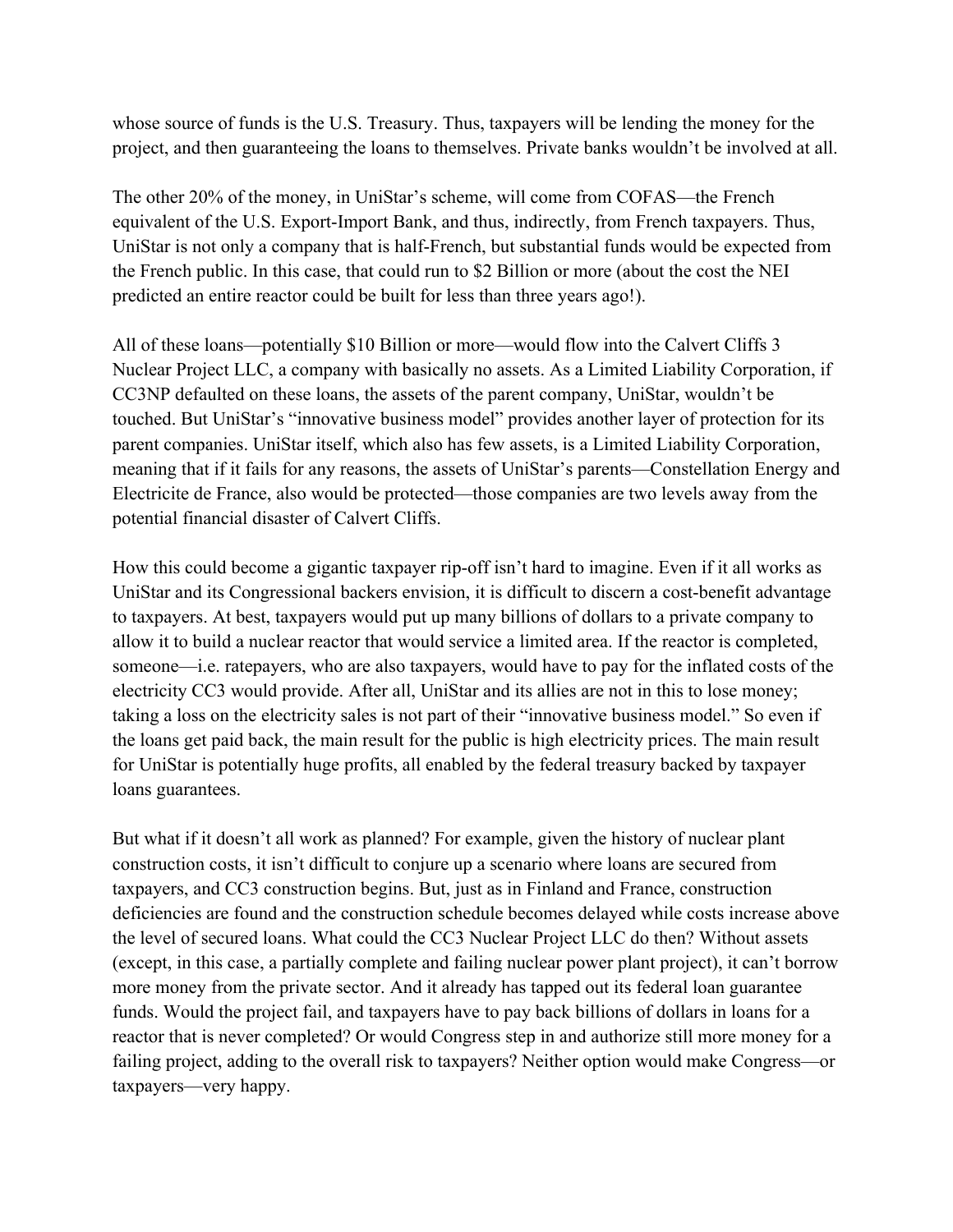whose source of funds is the U.S. Treasury. Thus, taxpayers will be lending the money for the project, and then guaranteeing the loans to themselves. Private banks wouldn't be involved at all.

The other 20% of the money, in UniStar's scheme, will come from COFAS—the French equivalent of the U.S. Export-Import Bank, and thus, indirectly, from French taxpayers. Thus, UniStar is not only a company that is half-French, but substantial funds would be expected from the French public. In this case, that could run to $2 Billion or more (about the cost the NEI predicted an entire reactor could be built for less than three years ago!).

All of these loans—potentially $10 Billion or more—would flow into the Calvert Cliffs 3 Nuclear Project LLC, a company with basically no assets. As a Limited Liability Corporation, if CC3NP defaulted on these loans, the assets of the parent company, UniStar, wouldn't be touched. But UniStar's "innovative business model" provides another layer of protection for its parent companies. UniStar itself, which also has few assets, is a Limited Liability Corporation, meaning that if it fails for any reasons, the assets of UniStar's parents—Constellation Energy and Electricite de France, also would be protected—those companies are two levels away from the potential financial disaster of Calvert Cliffs.

How this could become a gigantic taxpayer rip-off isn't hard to imagine. Even if it all works as UniStar and its Congressional backers envision, it is difficult to discern a cost-benefit advantage to taxpayers. At best, taxpayers would put up many billions of dollars to a private company to allow it to build a nuclear reactor that would service a limited area. If the reactor is completed, someone—i.e. ratepayers, who are also taxpayers, would have to pay for the inflated costs of the electricity CC3 would provide. After all, UniStar and its allies are not in this to lose money; taking a loss on the electricity sales is not part of their "innovative business model." So even if the loans get paid back, the main result for the public is high electricity prices. The main result for UniStar is potentially huge profits, all enabled by the federal treasury backed by taxpayer loans guarantees.

But what if it doesn't all work as planned? For example, given the history of nuclear plant construction costs, it isn't difficult to conjure up a scenario where loans are secured from taxpayers, and CC3 construction begins. But, just as in Finland and France, construction deficiencies are found and the construction schedule becomes delayed while costs increase above the level of secured loans. What could the CC3 Nuclear Project LLC do then? Without assets (except, in this case, a partially complete and failing nuclear power plant project), it can't borrow more money from the private sector. And it already has tapped out its federal loan guarantee funds. Would the project fail, and taxpayers have to pay back billions of dollars in loans for a reactor that is never completed? Or would Congress step in and authorize still more money for a failing project, adding to the overall risk to taxpayers? Neither option would make Congress—or taxpayers—very happy.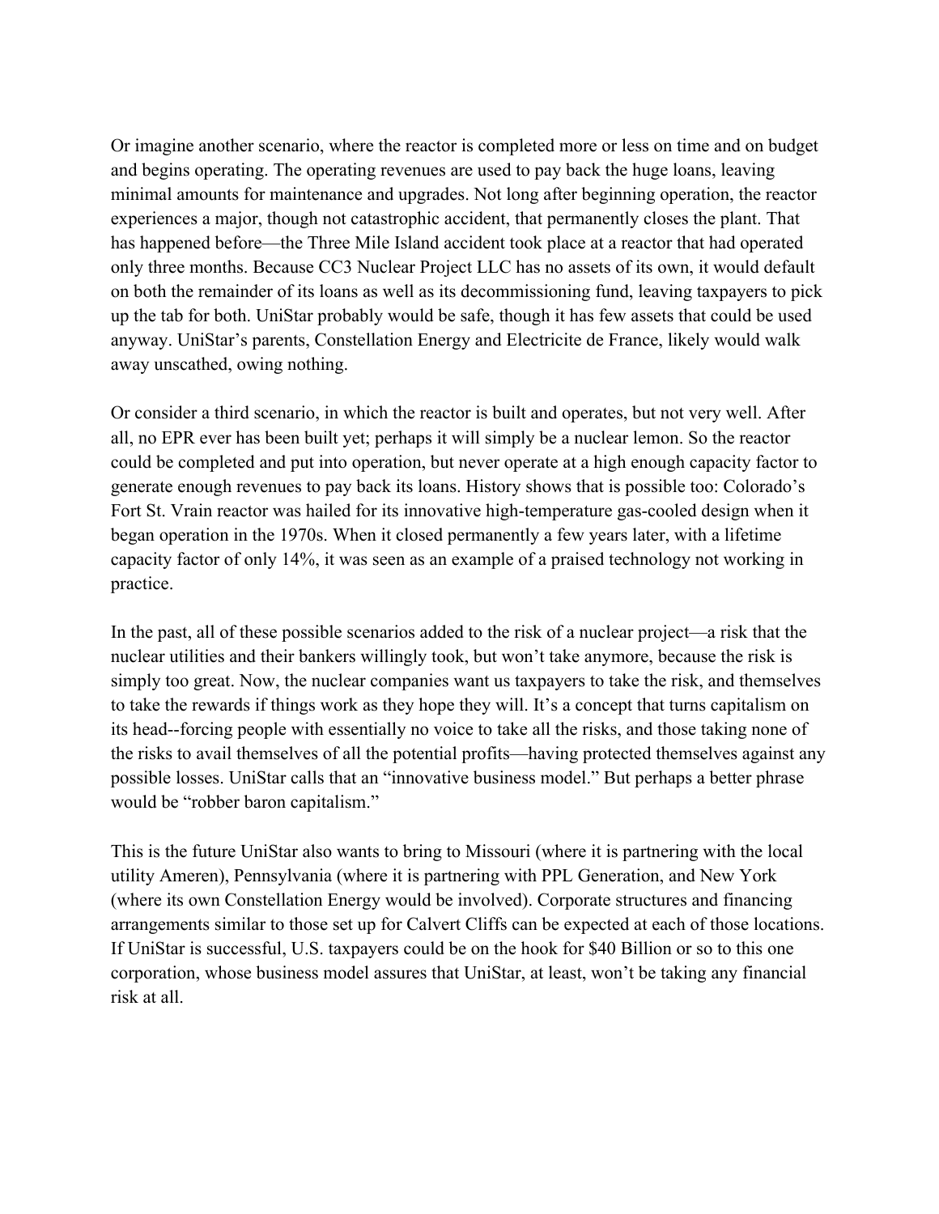Or imagine another scenario, where the reactor is completed more or less on time and on budget and begins operating. The operating revenues are used to pay back the huge loans, leaving minimal amounts for maintenance and upgrades. Not long after beginning operation, the reactor experiences a major, though not catastrophic accident, that permanently closes the plant. That has happened before—the Three Mile Island accident took place at a reactor that had operated only three months. Because CC3 Nuclear Project LLC has no assets of its own, it would default on both the remainder of its loans as well as its decommissioning fund, leaving taxpayers to pick up the tab for both. UniStar probably would be safe, though it has few assets that could be used anyway. UniStar's parents, Constellation Energy and Electricite de France, likely would walk away unscathed, owing nothing.

Or consider a third scenario, in which the reactor is built and operates, but not very well. After all, no EPR ever has been built yet; perhaps it will simply be a nuclear lemon. So the reactor could be completed and put into operation, but never operate at a high enough capacity factor to generate enough revenues to pay back its loans. History shows that is possible too: Colorado's Fort St. Vrain reactor was hailed for its innovative high-temperature gas-cooled design when it began operation in the 1970s. When it closed permanently a few years later, with a lifetime capacity factor of only 14%, it was seen as an example of a praised technology not working in practice.

In the past, all of these possible scenarios added to the risk of a nuclear project—a risk that the nuclear utilities and their bankers willingly took, but won't take anymore, because the risk is simply too great. Now, the nuclear companies want us taxpayers to take the risk, and themselves to take the rewards if things work as they hope they will. It's a concept that turns capitalism on its head--forcing people with essentially no voice to take all the risks, and those taking none of the risks to avail themselves of all the potential profits—having protected themselves against any possible losses. UniStar calls that an "innovative business model." But perhaps a better phrase would be "robber baron capitalism."

This is the future UniStar also wants to bring to Missouri (where it is partnering with the local utility Ameren), Pennsylvania (where it is partnering with PPL Generation, and New York (where its own Constellation Energy would be involved). Corporate structures and financing arrangements similar to those set up for Calvert Cliffs can be expected at each of those locations. If UniStar is successful, U.S. taxpayers could be on the hook for $40 Billion or so to this one corporation, whose business model assures that UniStar, at least, won't be taking any financial risk at all.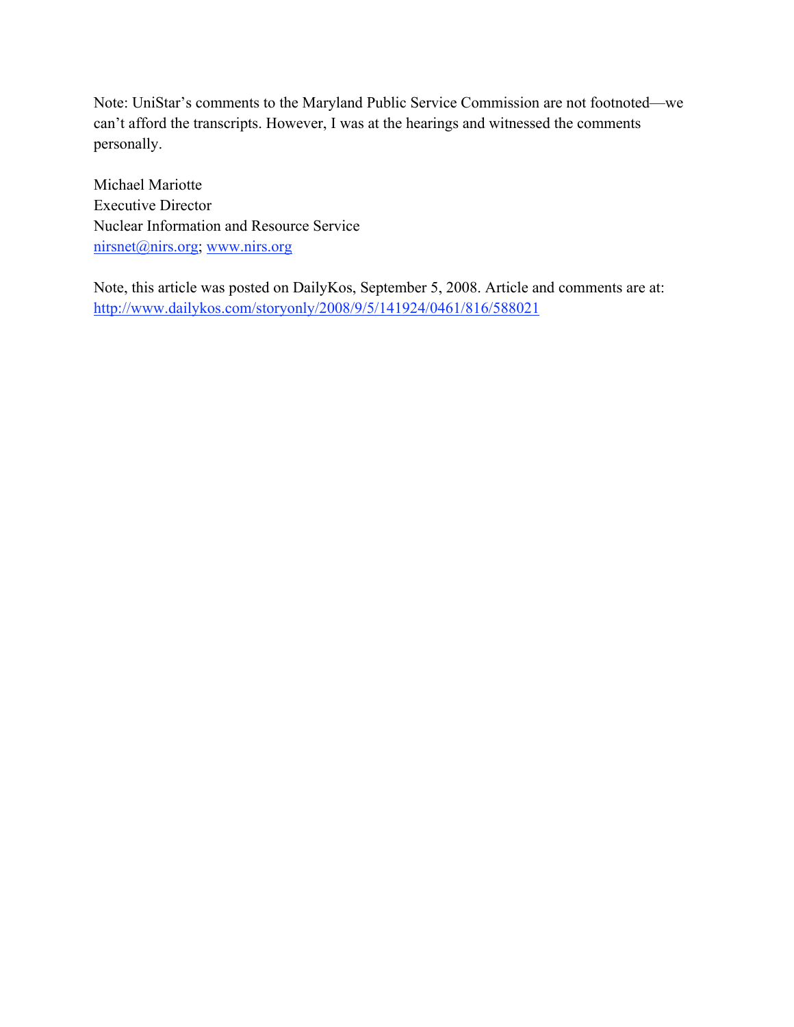Note: UniStar's comments to the Maryland Public Service Commission are not footnoted—we can't afford the transcripts. However, I was at the hearings and witnessed the comments personally.

Michael Mariotte  
Executive Director  
Nuclear Information and Resource Service  
nirsnet@nirs.org; www.nirs.org

Note, this article was posted on DailyKos, September 5, 2008. Article and comments are at: http://www.dailykos.com/storyonly/2008/9/5/141924/0461/816/588021